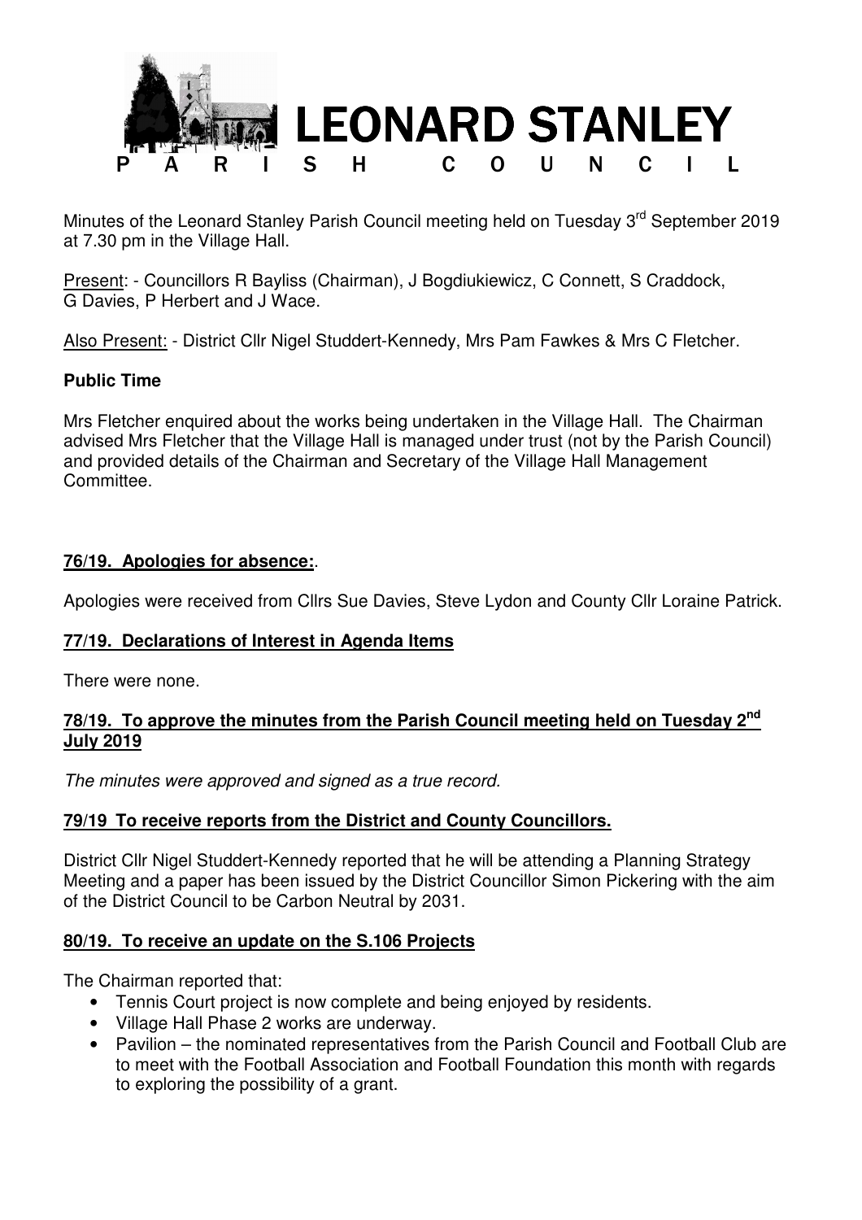# LEONARD STANLEY PARISH COUNCIL

Minutes of the Leonard Stanley Parish Council meeting held on Tuesday 3rd September 2019 at 7.30 pm in the Village Hall.

Present: - Councillors R Bayliss (Chairman), J Bogdiukiewicz, C Connett, S Craddock, G Davies, P Herbert and J Wace.

Also Present: - District Cllr Nigel Studdert-Kennedy, Mrs Pam Fawkes & Mrs C Fletcher.

**Public Time**

Mrs Fletcher enquired about the works being undertaken in the Village Hall. The Chairman advised Mrs Fletcher that the Village Hall is managed under trust (not by the Parish Council) and provided details of the Chairman and Secretary of the Village Hall Management Committee.

**76/19. Apologies for absence:**.

Apologies were received from Cllrs Sue Davies, Steve Lydon and County Cllr Loraine Patrick.

**77/19. Declarations of Interest in Agenda Items**

There were none.

**78/19. To approve the minutes from the Parish Council meeting held on Tuesday 2nd July 2019**

*The minutes were approved and signed as a true record.*

**79/19 To receive reports from the District and County Councillors.**

District Cllr Nigel Studdert-Kennedy reported that he will be attending a Planning Strategy Meeting and a paper has been issued by the District Councillor Simon Pickering with the aim of the District Council to be Carbon Neutral by 2031.

**80/19. To receive an update on the S.106 Projects**

The Chairman reported that:

- Tennis Court project is now complete and being enjoyed by residents.
- Village Hall Phase 2 works are underway.
- Pavilion – the nominated representatives from the Parish Council and Football Club are to meet with the Football Association and Football Foundation this month with regards to exploring the possibility of a grant.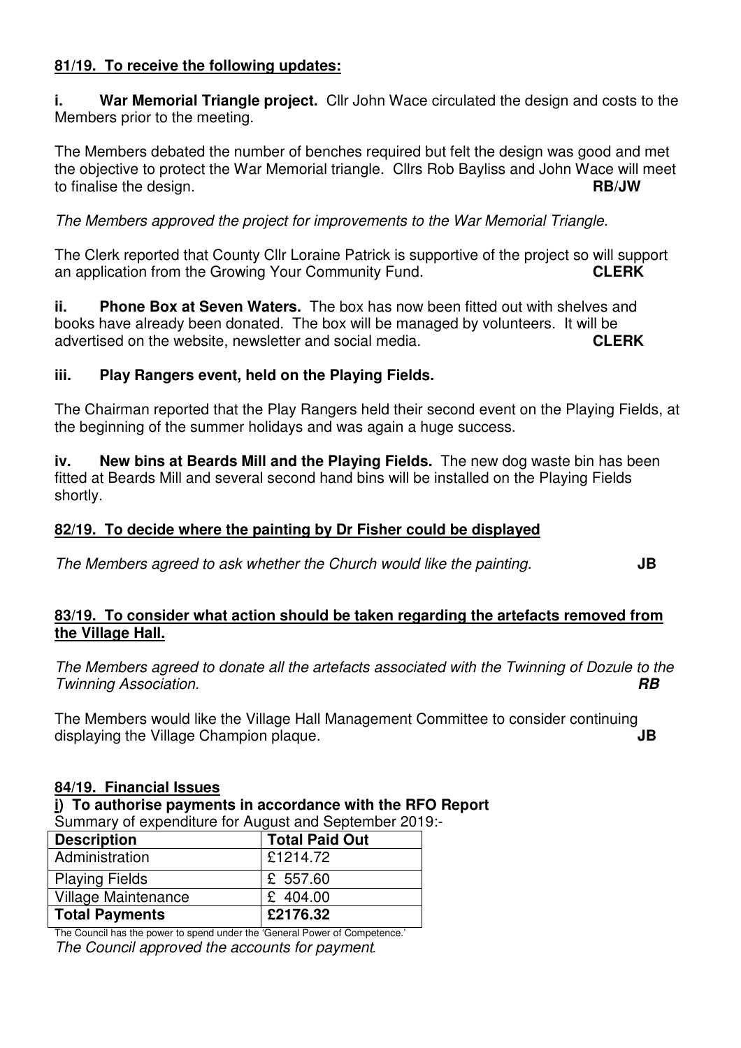**81/19. To receive the following updates:**

**i. War Memorial Triangle project.** Cllr John Wace circulated the design and costs to the Members prior to the meeting.

The Members debated the number of benches required but felt the design was good and met the objective to protect the War Memorial triangle. Cllrs Rob Bayliss and John Wace will meet to finalise the design. **RB/JW**

*The Members approved the project for improvements to the War Memorial Triangle.*

The Clerk reported that County Cllr Loraine Patrick is supportive of the project so will support an application from the Growing Your Community Fund. **CLERK**

**ii. Phone Box at Seven Waters.** The box has now been fitted out with shelves and books have already been donated. The box will be managed by volunteers. It will be advertised on the website, newsletter and social media. **CLERK**

**iii. Play Rangers event, held on the Playing Fields.**

The Chairman reported that the Play Rangers held their second event on the Playing Fields, at the beginning of the summer holidays and was again a huge success.

**iv. New bins at Beards Mill and the Playing Fields.** The new dog waste bin has been fitted at Beards Mill and several second hand bins will be installed on the Playing Fields shortly.

**82/19. To decide where the painting by Dr Fisher could be displayed**

*The Members agreed to ask whether the Church would like the painting.* **JB**

**83/19. To consider what action should be taken regarding the artefacts removed from the Village Hall.**

*The Members agreed to donate all the artefacts associated with the Twinning of Dozule to the Twinning Association.* ***RB***

The Members would like the Village Hall Management Committee to consider continuing displaying the Village Champion plaque. **JB**

**84/19. Financial Issues**

**i) To authorise payments in accordance with the RFO Report**

Summary of expenditure for August and September 2019:-

| **Description** | **Total Paid Out** |
|---|---|
| Administration | £1214.72 |
| Playing Fields | £ 557.60 |
| Village Maintenance | £ 404.00 |
| **Total Payments** | **£2176.32** |

The Council has the power to spend under the 'General Power of Competence.'

*The Council approved the accounts for payment.*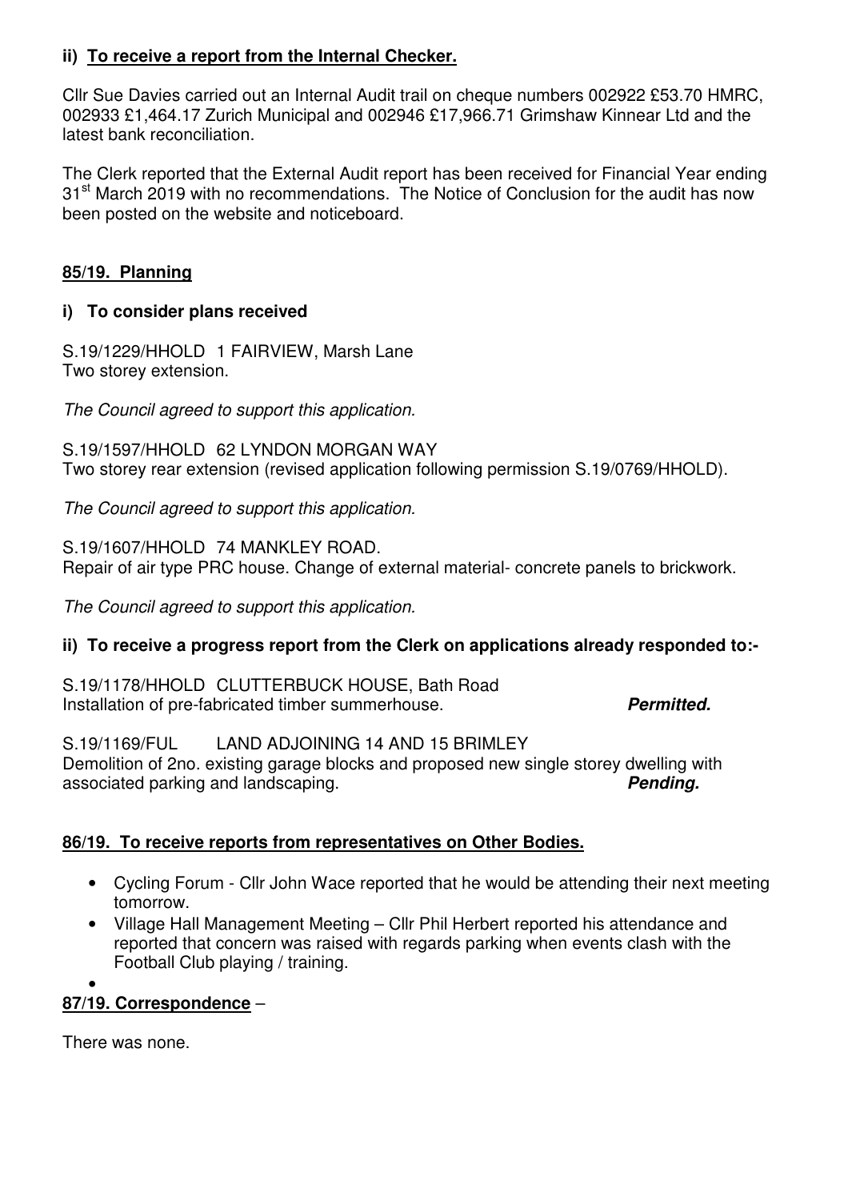**ii) To receive a report from the Internal Checker.**

Cllr Sue Davies carried out an Internal Audit trail on cheque numbers 002922 £53.70 HMRC, 002933 £1,464.17 Zurich Municipal and 002946 £17,966.71 Grimshaw Kinnear Ltd and the latest bank reconciliation.

The Clerk reported that the External Audit report has been received for Financial Year ending 31st March 2019 with no recommendations. The Notice of Conclusion for the audit has now been posted on the website and noticeboard.

**85/19. Planning**

**i) To consider plans received**

S.19/1229/HHOLD 1 FAIRVIEW, Marsh Lane
Two storey extension.

*The Council agreed to support this application.*

S.19/1597/HHOLD 62 LYNDON MORGAN WAY
Two storey rear extension (revised application following permission S.19/0769/HHOLD).

*The Council agreed to support this application.*

S.19/1607/HHOLD 74 MANKLEY ROAD.
Repair of air type PRC house. Change of external material- concrete panels to brickwork.

*The Council agreed to support this application.*

**ii) To receive a progress report from the Clerk on applications already responded to:-**

S.19/1178/HHOLD CLUTTERBUCK HOUSE, Bath Road
Installation of pre-fabricated timber summerhouse. ***Permitted.***

S.19/1169/FUL LAND ADJOINING 14 AND 15 BRIMLEY
Demolition of 2no. existing garage blocks and proposed new single storey dwelling with associated parking and landscaping. ***Pending.***

**86/19. To receive reports from representatives on Other Bodies.**

- Cycling Forum - Cllr John Wace reported that he would be attending their next meeting tomorrow.
- Village Hall Management Meeting – Cllr Phil Herbert reported his attendance and reported that concern was raised with regards parking when events clash with the Football Club playing / training.

**87/19. Correspondence** –

There was none.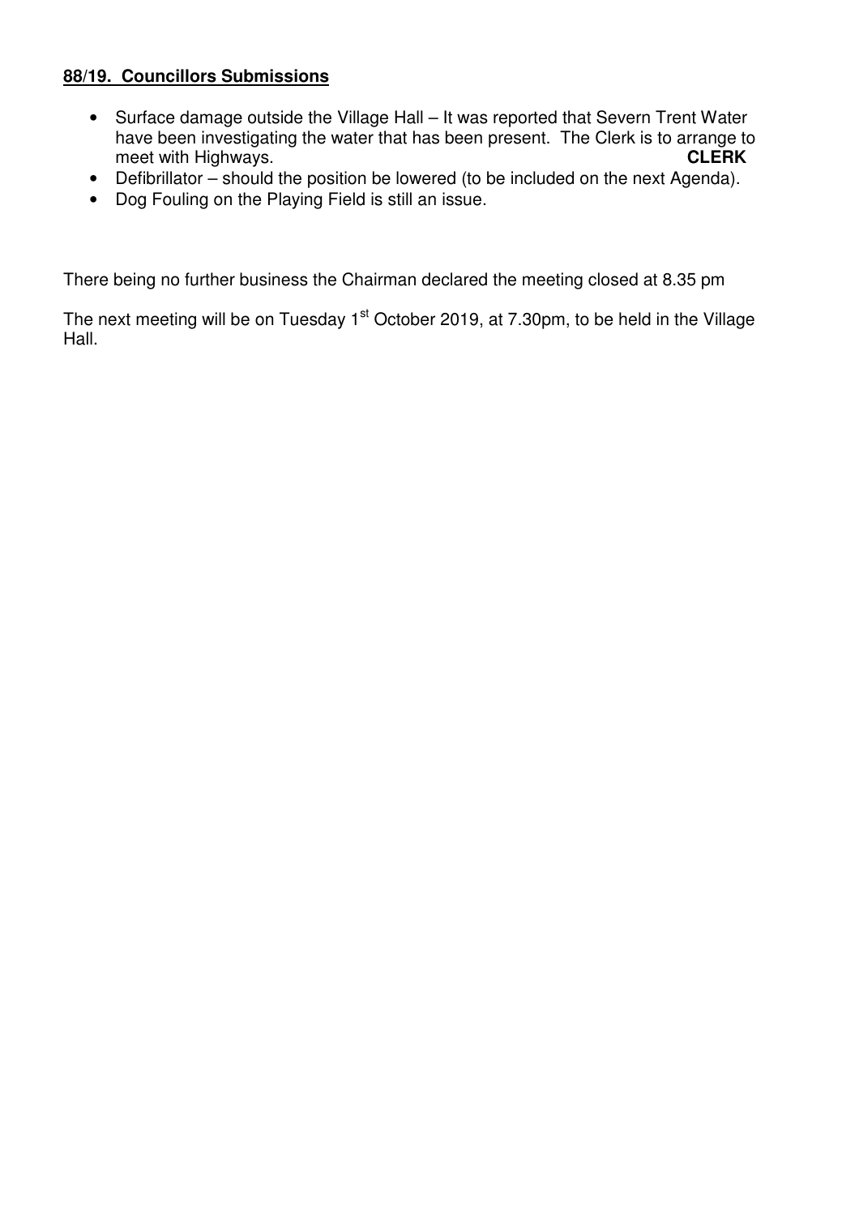## **88/19. Councillors Submissions**

- Surface damage outside the Village Hall – It was reported that Severn Trent Water have been investigating the water that has been present. The Clerk is to arrange to meet with Highways. **CLERK**
- Defibrillator – should the position be lowered (to be included on the next Agenda).
- Dog Fouling on the Playing Field is still an issue.

There being no further business the Chairman declared the meeting closed at 8.35 pm

The next meeting will be on Tuesday 1st October 2019, at 7.30pm, to be held in the Village Hall.